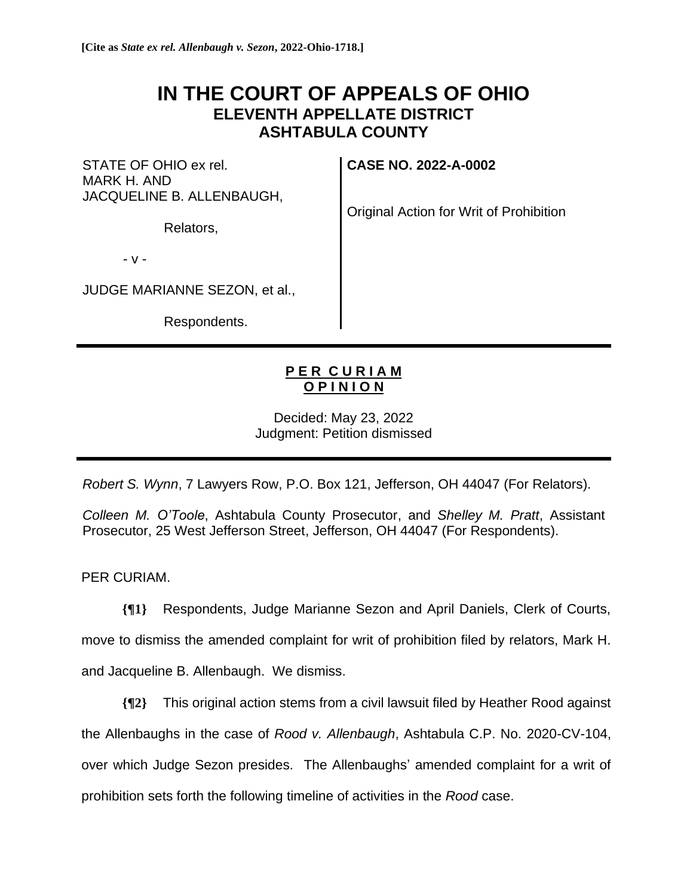**[Cite as *State ex rel. Allenbaugh v. Sezon*, 2022-Ohio-1718.]**

# IN THE COURT OF APPEALS OF OHIO
## ELEVENTH APPELLATE DISTRICT
## ASHTABULA COUNTY

| | |
|---|---|
| STATE OF OHIO ex rel. MARK H. AND JACQUELINE B. ALLENBAUGH,<br><br>Relators,<br><br>- v -<br><br>JUDGE MARIANNE SEZON, et al.,<br><br>Respondents. | **CASE NO. 2022-A-0002**<br><br>Original Action for Writ of Prohibition |

**P E R C U R I A M**
**O P I N I O N**

Decided: May 23, 2022
Judgment: Petition dismissed

*Robert S. Wynn*, 7 Lawyers Row, P.O. Box 121, Jefferson, OH 44047 (For Relators).

*Colleen M. O'Toole*, Ashtabula County Prosecutor, and *Shelley M. Pratt*, Assistant Prosecutor, 25 West Jefferson Street, Jefferson, OH 44047 (For Respondents).

PER CURIAM.

**{¶1}** Respondents, Judge Marianne Sezon and April Daniels, Clerk of Courts, move to dismiss the amended complaint for writ of prohibition filed by relators, Mark H. and Jacqueline B. Allenbaugh. We dismiss.

**{¶2}** This original action stems from a civil lawsuit filed by Heather Rood against the Allenbaughs in the case of *Rood v. Allenbaugh*, Ashtabula C.P. No. 2020-CV-104, over which Judge Sezon presides. The Allenbaughs' amended complaint for a writ of prohibition sets forth the following timeline of activities in the *Rood* case.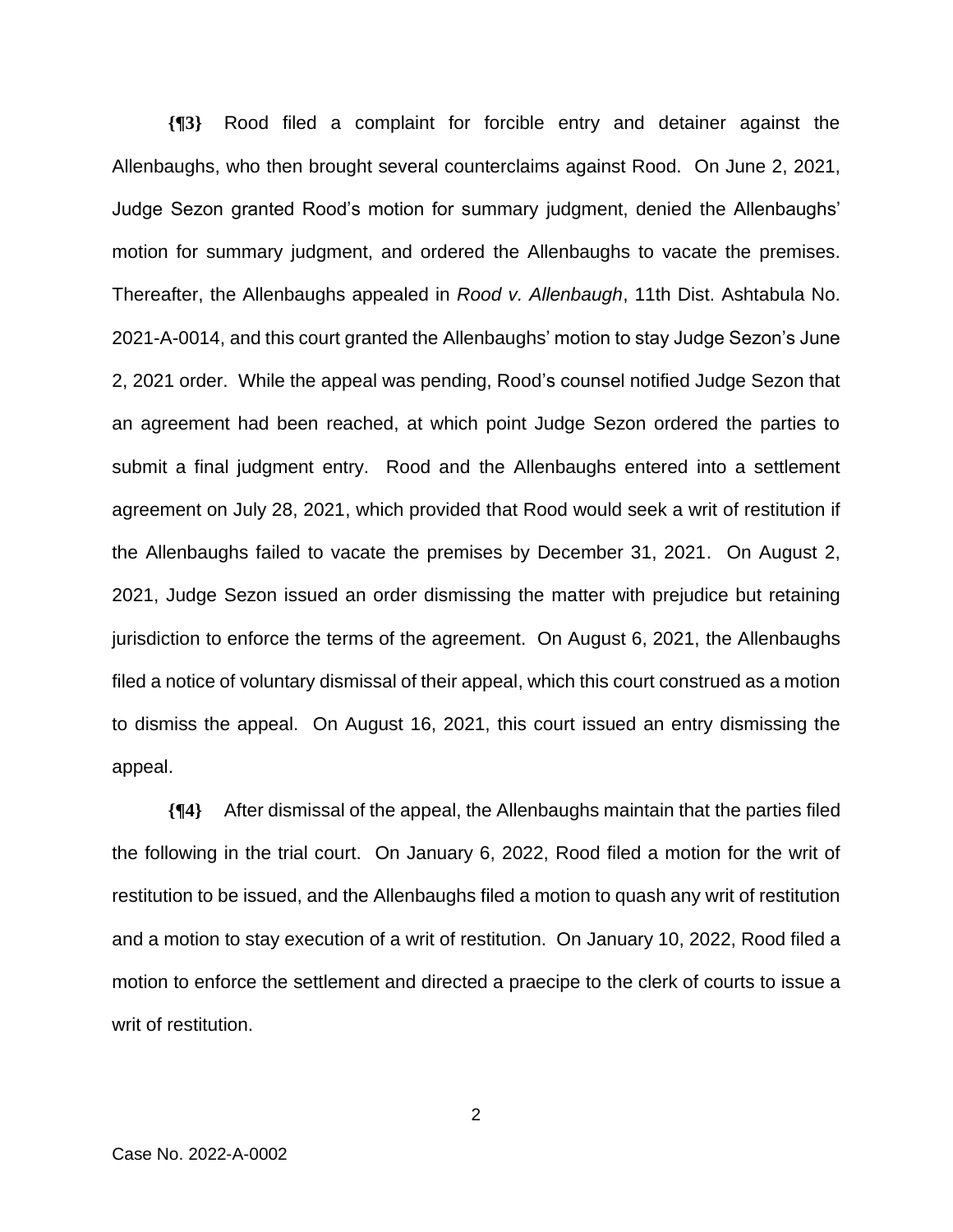**{¶3}** Rood filed a complaint for forcible entry and detainer against the Allenbaughs, who then brought several counterclaims against Rood. On June 2, 2021, Judge Sezon granted Rood's motion for summary judgment, denied the Allenbaughs' motion for summary judgment, and ordered the Allenbaughs to vacate the premises. Thereafter, the Allenbaughs appealed in *Rood v. Allenbaugh*, 11th Dist. Ashtabula No. 2021-A-0014, and this court granted the Allenbaughs' motion to stay Judge Sezon's June 2, 2021 order. While the appeal was pending, Rood's counsel notified Judge Sezon that an agreement had been reached, at which point Judge Sezon ordered the parties to submit a final judgment entry. Rood and the Allenbaughs entered into a settlement agreement on July 28, 2021, which provided that Rood would seek a writ of restitution if the Allenbaughs failed to vacate the premises by December 31, 2021. On August 2, 2021, Judge Sezon issued an order dismissing the matter with prejudice but retaining jurisdiction to enforce the terms of the agreement. On August 6, 2021, the Allenbaughs filed a notice of voluntary dismissal of their appeal, which this court construed as a motion to dismiss the appeal. On August 16, 2021, this court issued an entry dismissing the appeal.

**{¶4}** After dismissal of the appeal, the Allenbaughs maintain that the parties filed the following in the trial court. On January 6, 2022, Rood filed a motion for the writ of restitution to be issued, and the Allenbaughs filed a motion to quash any writ of restitution and a motion to stay execution of a writ of restitution. On January 10, 2022, Rood filed a motion to enforce the settlement and directed a praecipe to the clerk of courts to issue a writ of restitution.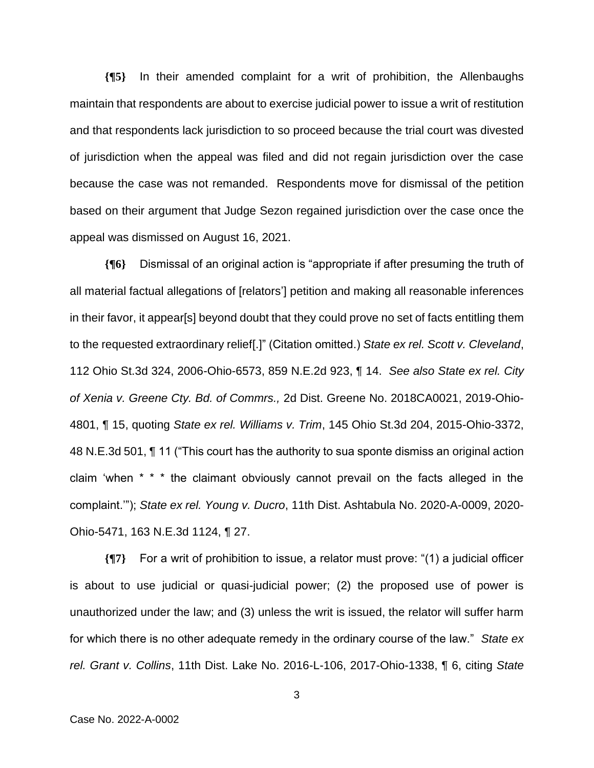**{¶5}** In their amended complaint for a writ of prohibition, the Allenbaughs maintain that respondents are about to exercise judicial power to issue a writ of restitution and that respondents lack jurisdiction to so proceed because the trial court was divested of jurisdiction when the appeal was filed and did not regain jurisdiction over the case because the case was not remanded. Respondents move for dismissal of the petition based on their argument that Judge Sezon regained jurisdiction over the case once the appeal was dismissed on August 16, 2021.

**{¶6}** Dismissal of an original action is "appropriate if after presuming the truth of all material factual allegations of [relators'] petition and making all reasonable inferences in their favor, it appear[s] beyond doubt that they could prove no set of facts entitling them to the requested extraordinary relief[.]" (Citation omitted.) *State ex rel. Scott v. Cleveland*, 112 Ohio St.3d 324, 2006-Ohio-6573, 859 N.E.2d 923, ¶ 14. *See also State ex rel. City of Xenia v. Greene Cty. Bd. of Commrs.,* 2d Dist. Greene No. 2018CA0021, 2019-Ohio-4801, ¶ 15, quoting *State ex rel. Williams v. Trim*, 145 Ohio St.3d 204, 2015-Ohio-3372, 48 N.E.3d 501, ¶ 11 ("This court has the authority to sua sponte dismiss an original action claim 'when * * * the claimant obviously cannot prevail on the facts alleged in the complaint.'"); *State ex rel. Young v. Ducro*, 11th Dist. Ashtabula No. 2020-A-0009, 2020-Ohio-5471, 163 N.E.3d 1124, ¶ 27.

**{¶7}** For a writ of prohibition to issue, a relator must prove: "(1) a judicial officer is about to use judicial or quasi-judicial power; (2) the proposed use of power is unauthorized under the law; and (3) unless the writ is issued, the relator will suffer harm for which there is no other adequate remedy in the ordinary course of the law." *State ex rel. Grant v. Collins*, 11th Dist. Lake No. 2016-L-106, 2017-Ohio-1338, ¶ 6, citing *State*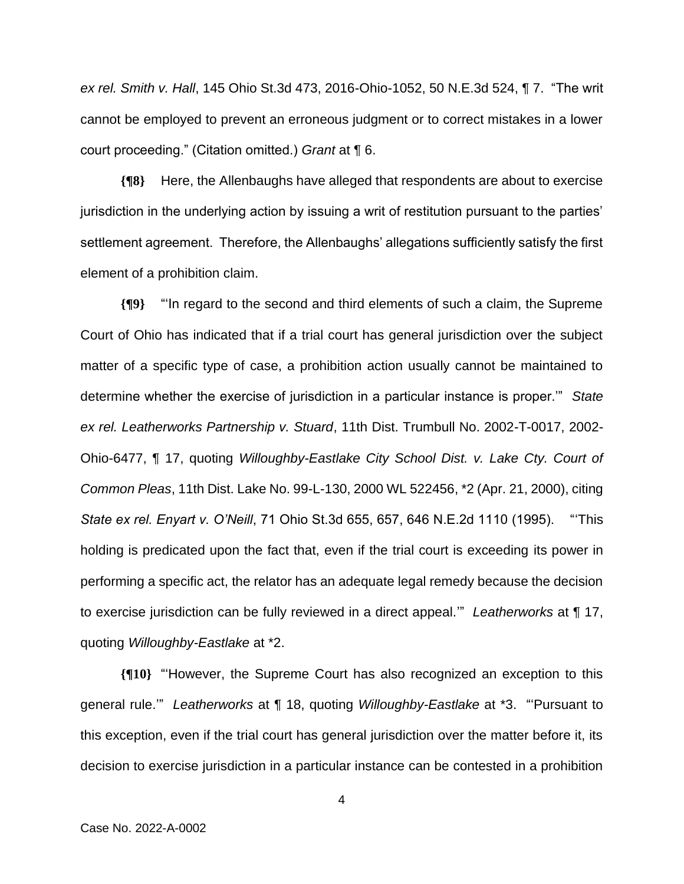*ex rel. Smith v. Hall*, 145 Ohio St.3d 473, 2016-Ohio-1052, 50 N.E.3d 524, ¶ 7. "The writ cannot be employed to prevent an erroneous judgment or to correct mistakes in a lower court proceeding." (Citation omitted.) *Grant* at ¶ 6.

**{¶8}** Here, the Allenbaughs have alleged that respondents are about to exercise jurisdiction in the underlying action by issuing a writ of restitution pursuant to the parties' settlement agreement. Therefore, the Allenbaughs' allegations sufficiently satisfy the first element of a prohibition claim.

**{¶9}** "'In regard to the second and third elements of such a claim, the Supreme Court of Ohio has indicated that if a trial court has general jurisdiction over the subject matter of a specific type of case, a prohibition action usually cannot be maintained to determine whether the exercise of jurisdiction in a particular instance is proper.'" *State ex rel. Leatherworks Partnership v. Stuard*, 11th Dist. Trumbull No. 2002-T-0017, 2002-Ohio-6477, ¶ 17, quoting *Willoughby-Eastlake City School Dist. v. Lake Cty. Court of Common Pleas*, 11th Dist. Lake No. 99-L-130, 2000 WL 522456, *2 (Apr. 21, 2000), citing *State ex rel. Enyart v. O'Neill*, 71 Ohio St.3d 655, 657, 646 N.E.2d 1110 (1995). "'This holding is predicated upon the fact that, even if the trial court is exceeding its power in performing a specific act, the relator has an adequate legal remedy because the decision to exercise jurisdiction can be fully reviewed in a direct appeal.'" *Leatherworks* at ¶ 17, quoting *Willoughby-Eastlake* at *2.

**{¶10}** "'However, the Supreme Court has also recognized an exception to this general rule.'" *Leatherworks* at ¶ 18, quoting *Willoughby-Eastlake* at *3. "'Pursuant to this exception, even if the trial court has general jurisdiction over the matter before it, its decision to exercise jurisdiction in a particular instance can be contested in a prohibition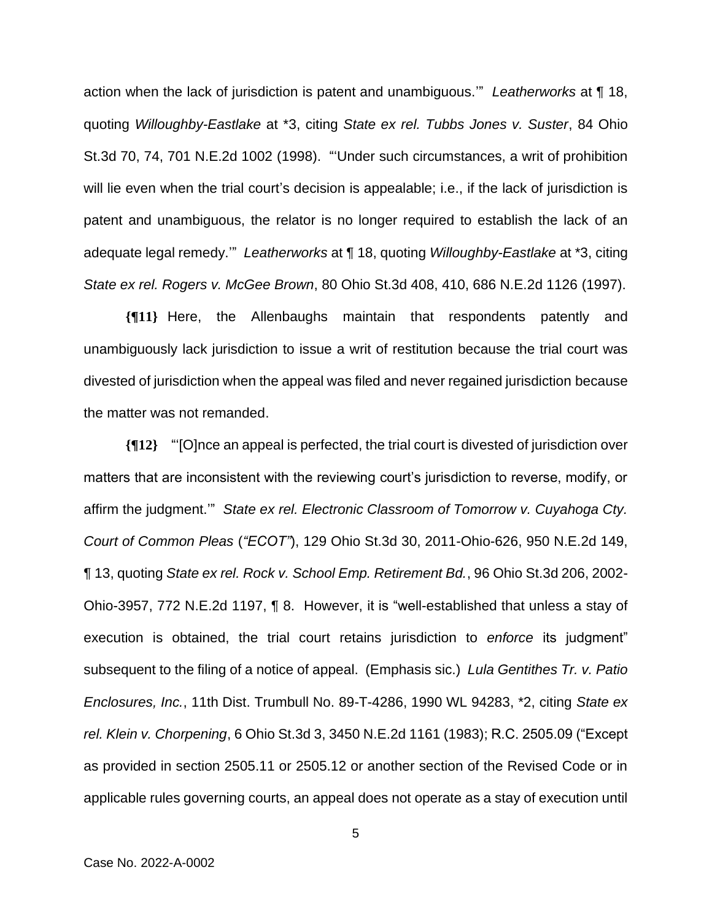action when the lack of jurisdiction is patent and unambiguous.'" *Leatherworks* at ¶ 18, quoting *Willoughby-Eastlake* at *3, citing *State ex rel. Tubbs Jones v. Suster*, 84 Ohio St.3d 70, 74, 701 N.E.2d 1002 (1998). "'Under such circumstances, a writ of prohibition will lie even when the trial court's decision is appealable; i.e., if the lack of jurisdiction is patent and unambiguous, the relator is no longer required to establish the lack of an adequate legal remedy.'" *Leatherworks* at ¶ 18, quoting *Willoughby-Eastlake* at *3, citing *State ex rel. Rogers v. McGee Brown*, 80 Ohio St.3d 408, 410, 686 N.E.2d 1126 (1997).

**{¶11}** Here, the Allenbaughs maintain that respondents patently and unambiguously lack jurisdiction to issue a writ of restitution because the trial court was divested of jurisdiction when the appeal was filed and never regained jurisdiction because the matter was not remanded.

**{¶12}** "'[O]nce an appeal is perfected, the trial court is divested of jurisdiction over matters that are inconsistent with the reviewing court's jurisdiction to reverse, modify, or affirm the judgment.'" *State ex rel. Electronic Classroom of Tomorrow v. Cuyahoga Cty. Court of Common Pleas* (*"ECOT"*), 129 Ohio St.3d 30, 2011-Ohio-626, 950 N.E.2d 149, ¶ 13, quoting *State ex rel. Rock v. School Emp. Retirement Bd.*, 96 Ohio St.3d 206, 2002-Ohio-3957, 772 N.E.2d 1197, ¶ 8. However, it is "well-established that unless a stay of execution is obtained, the trial court retains jurisdiction to *enforce* its judgment" subsequent to the filing of a notice of appeal. (Emphasis sic.) *Lula Gentithes Tr. v. Patio Enclosures, Inc.*, 11th Dist. Trumbull No. 89-T-4286, 1990 WL 94283, *2, citing *State ex rel. Klein v. Chorpening*, 6 Ohio St.3d 3, 3450 N.E.2d 1161 (1983); R.C. 2505.09 ("Except as provided in section 2505.11 or 2505.12 or another section of the Revised Code or in applicable rules governing courts, an appeal does not operate as a stay of execution until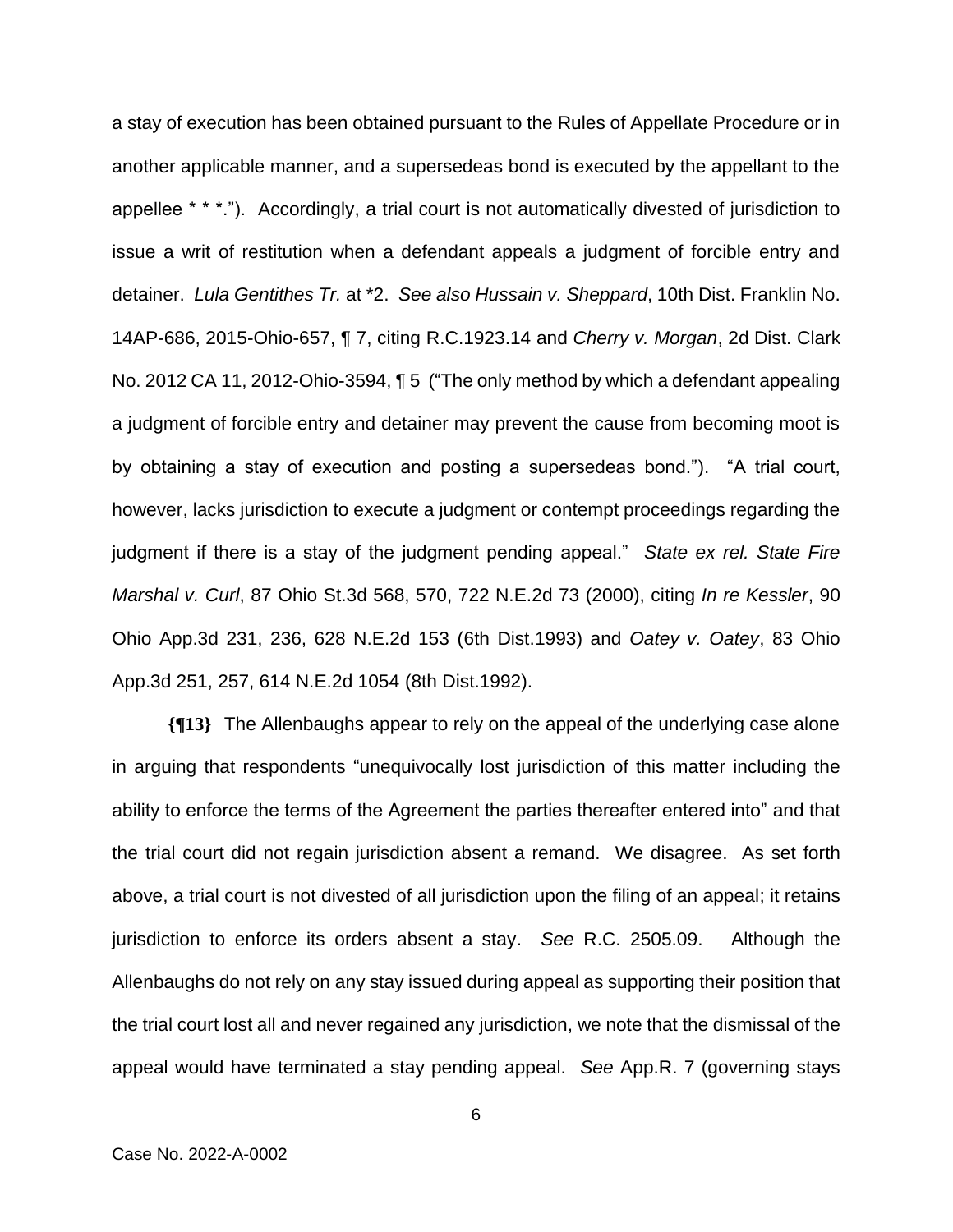a stay of execution has been obtained pursuant to the Rules of Appellate Procedure or in another applicable manner, and a supersedeas bond is executed by the appellant to the appellee * * *."). Accordingly, a trial court is not automatically divested of jurisdiction to issue a writ of restitution when a defendant appeals a judgment of forcible entry and detainer. *Lula Gentithes Tr.* at *2. *See also Hussain v. Sheppard*, 10th Dist. Franklin No. 14AP-686, 2015-Ohio-657, ¶ 7, citing R.C.1923.14 and *Cherry v. Morgan*, 2d Dist. Clark No. 2012 CA 11, 2012-Ohio-3594, ¶ 5 ("The only method by which a defendant appealing a judgment of forcible entry and detainer may prevent the cause from becoming moot is by obtaining a stay of execution and posting a supersedeas bond."). "A trial court, however, lacks jurisdiction to execute a judgment or contempt proceedings regarding the judgment if there is a stay of the judgment pending appeal." *State ex rel. State Fire Marshal v. Curl*, 87 Ohio St.3d 568, 570, 722 N.E.2d 73 (2000), citing *In re Kessler*, 90 Ohio App.3d 231, 236, 628 N.E.2d 153 (6th Dist.1993) and *Oatey v. Oatey*, 83 Ohio App.3d 251, 257, 614 N.E.2d 1054 (8th Dist.1992).

**{¶13}** The Allenbaughs appear to rely on the appeal of the underlying case alone in arguing that respondents "unequivocally lost jurisdiction of this matter including the ability to enforce the terms of the Agreement the parties thereafter entered into" and that the trial court did not regain jurisdiction absent a remand. We disagree. As set forth above, a trial court is not divested of all jurisdiction upon the filing of an appeal; it retains jurisdiction to enforce its orders absent a stay. *See* R.C. 2505.09. Although the Allenbaughs do not rely on any stay issued during appeal as supporting their position that the trial court lost all and never regained any jurisdiction, we note that the dismissal of the appeal would have terminated a stay pending appeal. *See* App.R. 7 (governing stays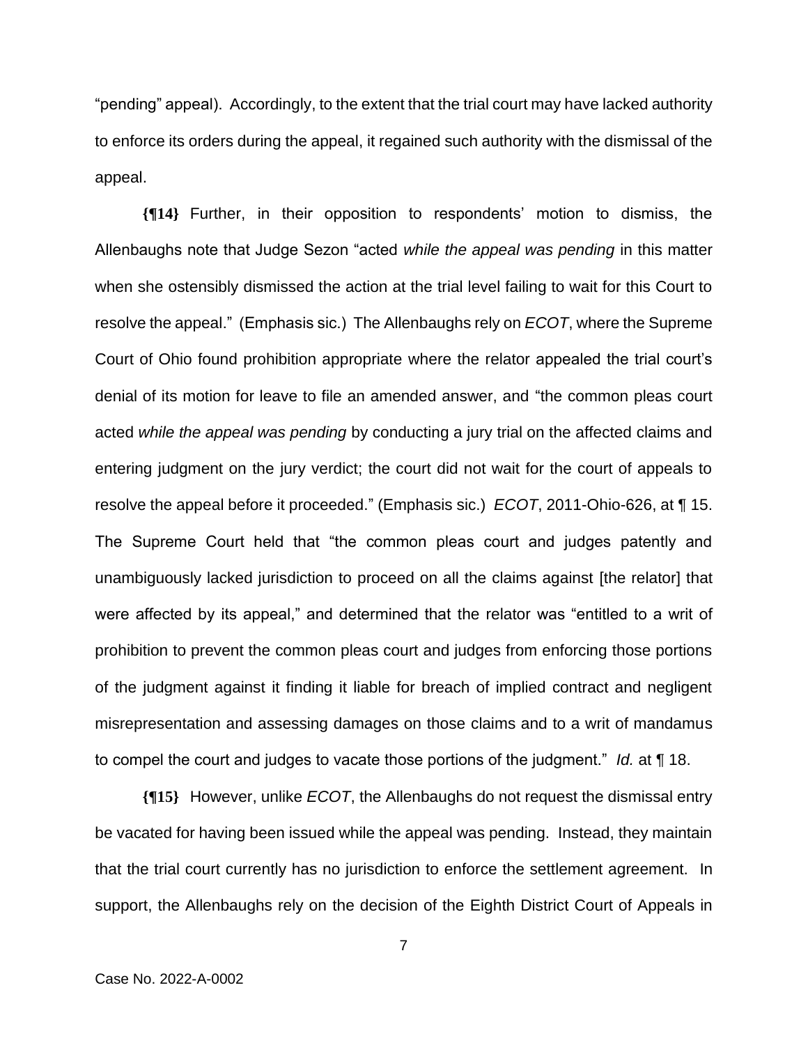"pending" appeal). Accordingly, to the extent that the trial court may have lacked authority to enforce its orders during the appeal, it regained such authority with the dismissal of the appeal.

**{¶14}** Further, in their opposition to respondents' motion to dismiss, the Allenbaughs note that Judge Sezon "acted *while the appeal was pending* in this matter when she ostensibly dismissed the action at the trial level failing to wait for this Court to resolve the appeal." (Emphasis sic.) The Allenbaughs rely on *ECOT*, where the Supreme Court of Ohio found prohibition appropriate where the relator appealed the trial court's denial of its motion for leave to file an amended answer, and "the common pleas court acted *while the appeal was pending* by conducting a jury trial on the affected claims and entering judgment on the jury verdict; the court did not wait for the court of appeals to resolve the appeal before it proceeded." (Emphasis sic.) *ECOT*, 2011-Ohio-626, at ¶ 15. The Supreme Court held that "the common pleas court and judges patently and unambiguously lacked jurisdiction to proceed on all the claims against [the relator] that were affected by its appeal," and determined that the relator was "entitled to a writ of prohibition to prevent the common pleas court and judges from enforcing those portions of the judgment against it finding it liable for breach of implied contract and negligent misrepresentation and assessing damages on those claims and to a writ of mandamus to compel the court and judges to vacate those portions of the judgment." *Id.* at ¶ 18.

**{¶15}** However, unlike *ECOT*, the Allenbaughs do not request the dismissal entry be vacated for having been issued while the appeal was pending. Instead, they maintain that the trial court currently has no jurisdiction to enforce the settlement agreement. In support, the Allenbaughs rely on the decision of the Eighth District Court of Appeals in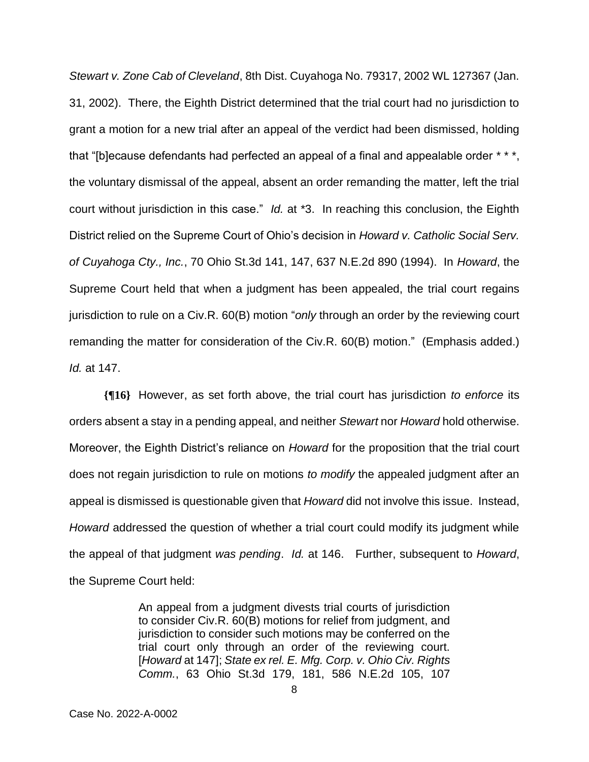*Stewart v. Zone Cab of Cleveland*, 8th Dist. Cuyahoga No. 79317, 2002 WL 127367 (Jan. 31, 2002). There, the Eighth District determined that the trial court had no jurisdiction to grant a motion for a new trial after an appeal of the verdict had been dismissed, holding that "[b]ecause defendants had perfected an appeal of a final and appealable order * * *, the voluntary dismissal of the appeal, absent an order remanding the matter, left the trial court without jurisdiction in this case." *Id.* at *3. In reaching this conclusion, the Eighth District relied on the Supreme Court of Ohio's decision in *Howard v. Catholic Social Serv. of Cuyahoga Cty., Inc.*, 70 Ohio St.3d 141, 147, 637 N.E.2d 890 (1994). In *Howard*, the Supreme Court held that when a judgment has been appealed, the trial court regains jurisdiction to rule on a Civ.R. 60(B) motion "*only* through an order by the reviewing court remanding the matter for consideration of the Civ.R. 60(B) motion." (Emphasis added.) *Id.* at 147.

**{¶16}** However, as set forth above, the trial court has jurisdiction *to enforce* its orders absent a stay in a pending appeal, and neither *Stewart* nor *Howard* hold otherwise. Moreover, the Eighth District's reliance on *Howard* for the proposition that the trial court does not regain jurisdiction to rule on motions *to modify* the appealed judgment after an appeal is dismissed is questionable given that *Howard* did not involve this issue. Instead, *Howard* addressed the question of whether a trial court could modify its judgment while the appeal of that judgment *was pending*. *Id.* at 146. Further, subsequent to *Howard*, the Supreme Court held:

> An appeal from a judgment divests trial courts of jurisdiction to consider Civ.R. 60(B) motions for relief from judgment, and jurisdiction to consider such motions may be conferred on the trial court only through an order of the reviewing court. [*Howard* at 147]; *State ex rel. E. Mfg. Corp. v. Ohio Civ. Rights Comm.*, 63 Ohio St.3d 179, 181, 586 N.E.2d 105, 107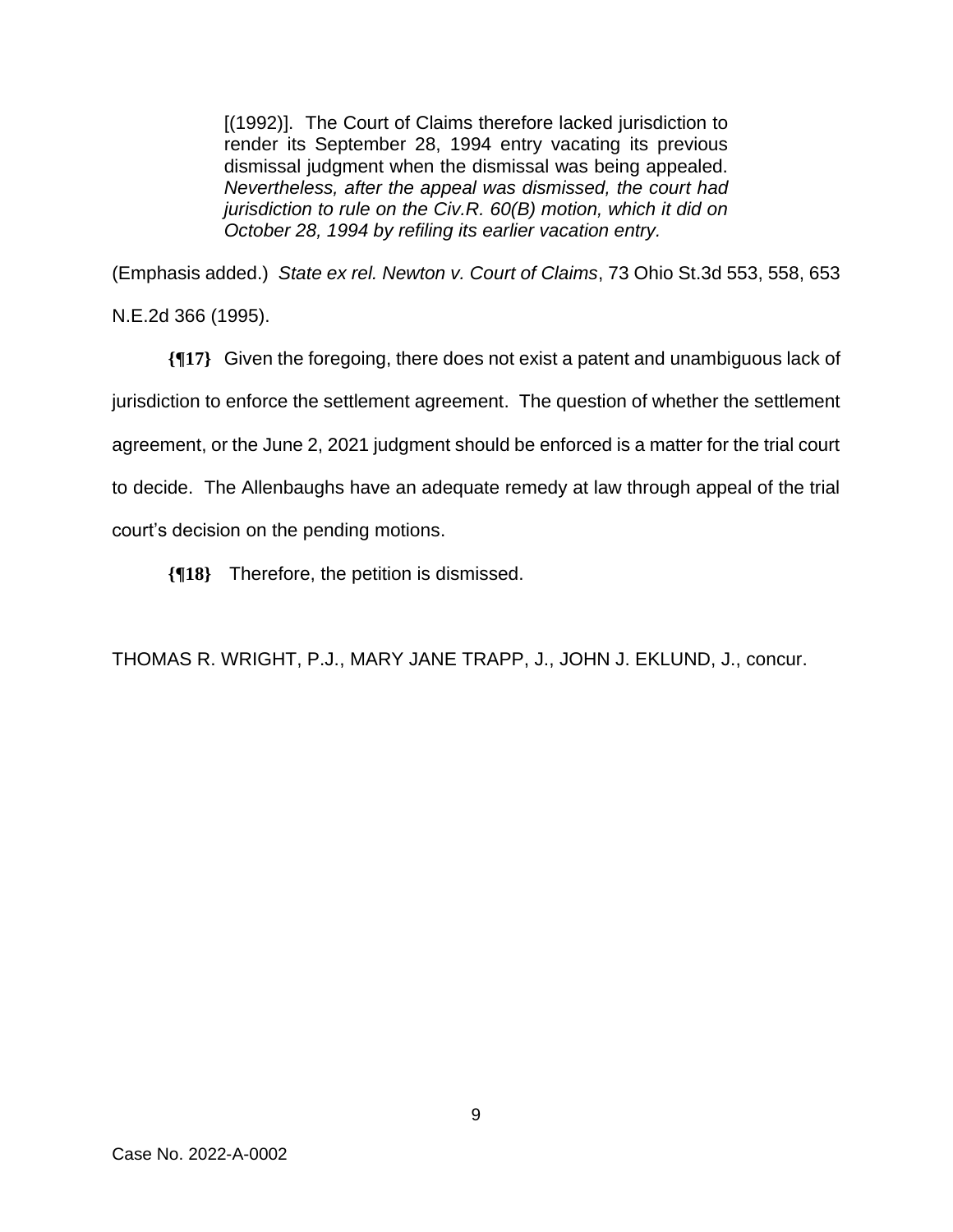> [(1992)]. The Court of Claims therefore lacked jurisdiction to render its September 28, 1994 entry vacating its previous dismissal judgment when the dismissal was being appealed. *Nevertheless, after the appeal was dismissed, the court had jurisdiction to rule on the Civ.R. 60(B) motion, which it did on October 28, 1994 by refiling its earlier vacation entry.*

(Emphasis added.) *State ex rel. Newton v. Court of Claims*, 73 Ohio St.3d 553, 558, 653 N.E.2d 366 (1995).

**{¶17}** Given the foregoing, there does not exist a patent and unambiguous lack of jurisdiction to enforce the settlement agreement. The question of whether the settlement agreement, or the June 2, 2021 judgment should be enforced is a matter for the trial court to decide. The Allenbaughs have an adequate remedy at law through appeal of the trial court's decision on the pending motions.

**{¶18}** Therefore, the petition is dismissed.

THOMAS R. WRIGHT, P.J., MARY JANE TRAPP, J., JOHN J. EKLUND, J., concur.